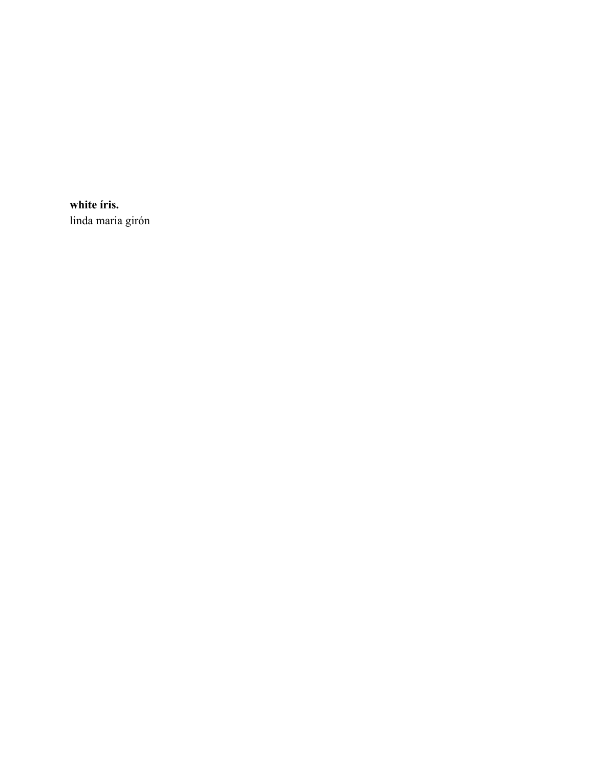**white íris.**
linda maria girón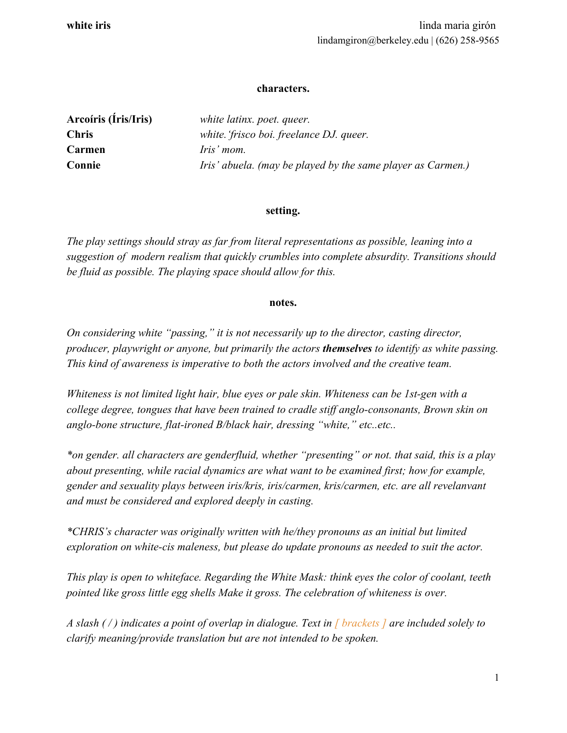**white iris** linda maria girón
lindamgiron@berkeley.edu | (626) 258-9565

## characters.

| | |
|---|---|
| **Arcoíris (Íris/Iris)** | *white latinx. poet. queer.* |
| **Chris** | *white.'frisco boi. freelance DJ. queer.* |
| **Carmen** | *Iris' mom.* |
| **Connie** | *Iris' abuela. (may be played by the same player as Carmen.)* |

## setting.

*The play settings should stray as far from literal representations as possible, leaning into a suggestion of modern realism that quickly crumbles into complete absurdity. Transitions should be fluid as possible. The playing space should allow for this.*

## notes.

*On considering white "passing," it is not necessarily up to the director, casting director, producer, playwright or anyone, but primarily the actors* ***themselves*** *to identify as white passing. This kind of awareness is imperative to both the actors involved and the creative team.*

*Whiteness is not limited light hair, blue eyes or pale skin. Whiteness can be 1st-gen with a college degree, tongues that have been trained to cradle stiff anglo-consonants, Brown skin on anglo-bone structure, flat-ironed B/black hair, dressing "white," etc..etc..*

*\*on gender. all characters are genderfluid, whether "presenting" or not. that said, this is a play about presenting, while racial dynamics are what want to be examined first; how for example, gender and sexuality plays between iris/kris, iris/carmen, kris/carmen, etc. are all revelanvant and must be considered and explored deeply in casting.*

*\*CHRIS's character was originally written with he/they pronouns as an initial but limited exploration on white-cis maleness, but please do update pronouns as needed to suit the actor.*

*This play is open to whiteface. Regarding the White Mask: think eyes the color of coolant, teeth pointed like gross little egg shells Make it gross. The celebration of whiteness is over.*

*A slash ( / ) indicates a point of overlap in dialogue. Text in [ brackets ] are included solely to clarify meaning/provide translation but are not intended to be spoken.*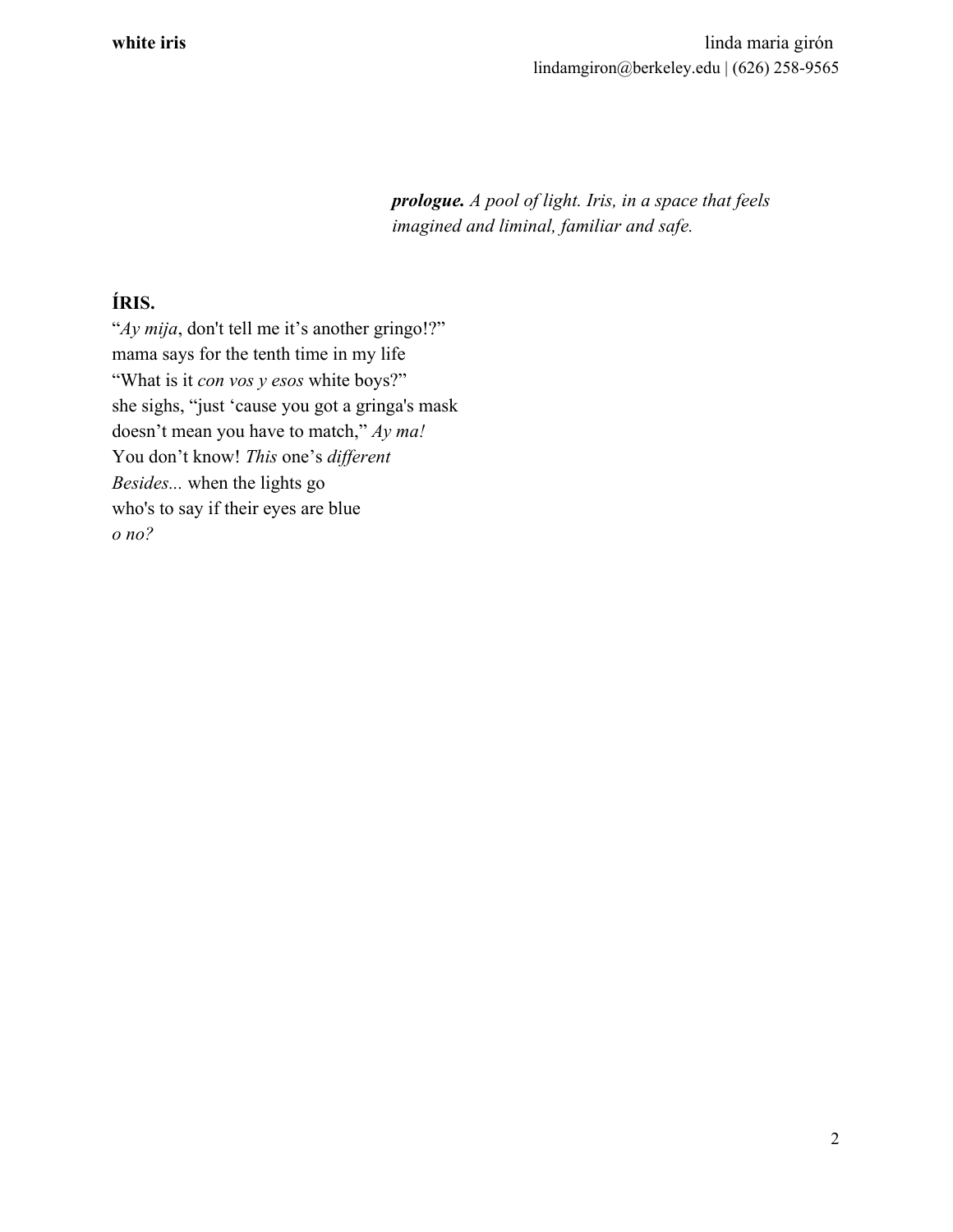***prologue.*** *A pool of light. Iris, in a space that feels imagined and liminal, familiar and safe.*

**ÍRIS.**
"*Ay mija*, don't tell me it's another gringo!?"
mama says for the tenth time in my life
"What is it *con vos y esos* white boys?"
she sighs, "just 'cause you got a gringa's mask
doesn't mean you have to match," *Ay ma!*
You don't know! *This* one's *different*
*Besides...* when the lights go
who's to say if their eyes are blue
*o no?*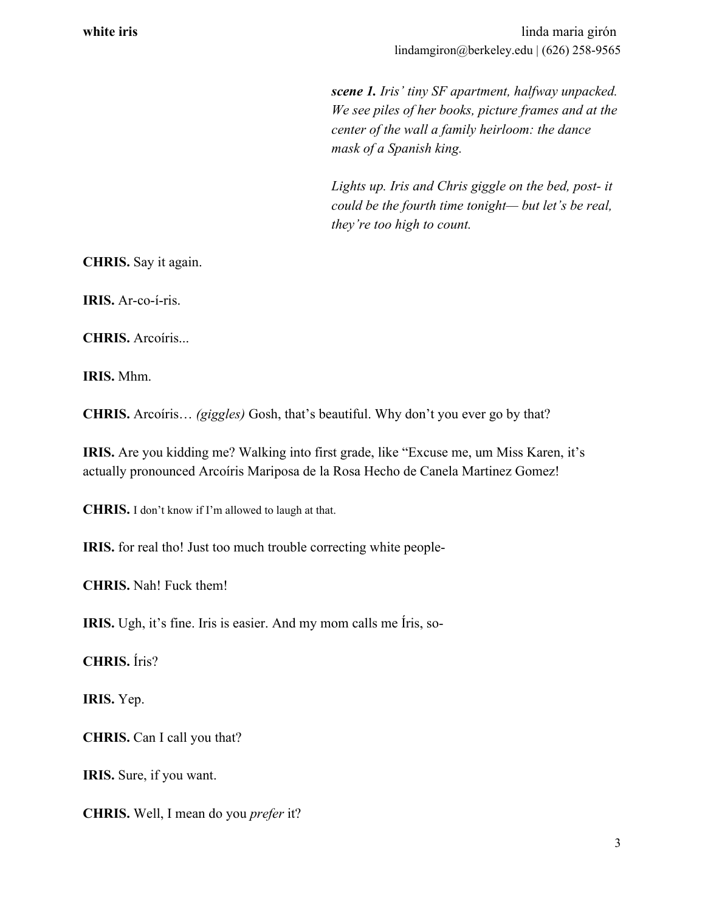***scene 1.*** *Iris' tiny SF apartment, halfway unpacked. We see piles of her books, picture frames and at the center of the wall a family heirloom: the dance mask of a Spanish king.*

*Lights up. Iris and Chris giggle on the bed, post- it could be the fourth time tonight— but let's be real, they're too high to count.*

**CHRIS.** Say it again.

**IRIS.** Ar-co-í-ris.

**CHRIS.** Arcoíris...

**IRIS.** Mhm.

**CHRIS.** Arcoíris… *(giggles)* Gosh, that's beautiful. Why don't you ever go by that?

**IRIS.** Are you kidding me? Walking into first grade, like "Excuse me, um Miss Karen, it's actually pronounced Arcoíris Mariposa de la Rosa Hecho de Canela Martinez Gomez!

**CHRIS.** I don't know if I'm allowed to laugh at that.

**IRIS.** for real tho! Just too much trouble correcting white people-

**CHRIS.** Nah! Fuck them!

**IRIS.** Ugh, it's fine. Iris is easier. And my mom calls me Íris, so-

**CHRIS.** Íris?

**IRIS.** Yep.

**CHRIS.** Can I call you that?

**IRIS.** Sure, if you want.

**CHRIS.** Well, I mean do you *prefer* it?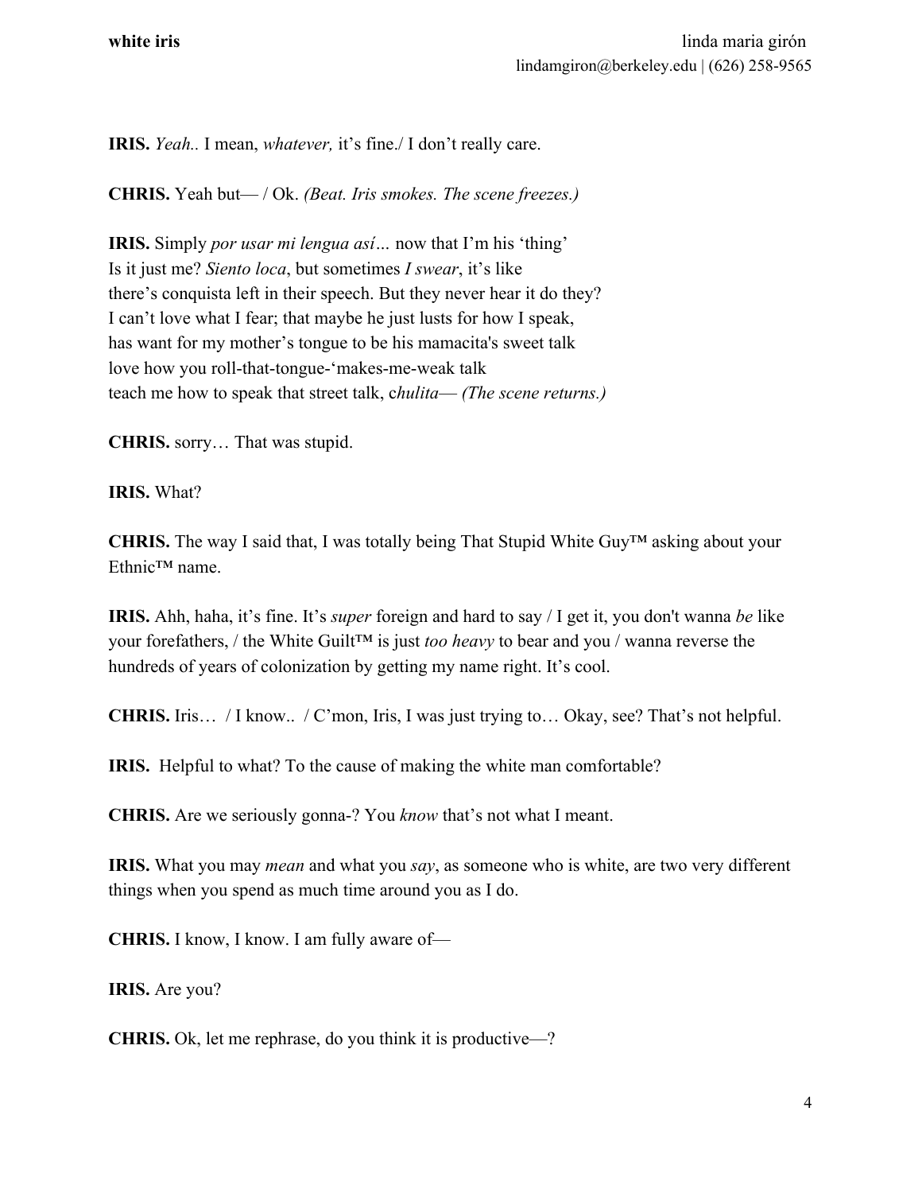**IRIS.** *Yeah..* I mean, *whatever,* it's fine./ I don't really care.

**CHRIS.** Yeah but— / Ok. *(Beat. Iris smokes. The scene freezes.)*

**IRIS.** Simply *por usar mi lengua así…* now that I'm his 'thing'
Is it just me? *Siento loca*, but sometimes *I swear*, it's like
there's conquista left in their speech. But they never hear it do they?
I can't love what I fear; that maybe he just lusts for how I speak,
has want for my mother's tongue to be his mamacita's sweet talk
love how you roll-that-tongue-'makes-me-weak talk
teach me how to speak that street talk, c*hulita*— *(The scene returns.)*

**CHRIS.** sorry… That was stupid.

**IRIS.** What?

**CHRIS.** The way I said that, I was totally being That Stupid White Guy™ asking about your Ethnic™ name.

**IRIS.** Ahh, haha, it's fine. It's *super* foreign and hard to say / I get it, you don't wanna *be* like your forefathers, / the White Guilt™ is just *too heavy* to bear and you / wanna reverse the hundreds of years of colonization by getting my name right. It's cool.

**CHRIS.** Iris… / I know.. / C'mon, Iris, I was just trying to… Okay, see? That's not helpful.

**IRIS.** Helpful to what? To the cause of making the white man comfortable?

**CHRIS.** Are we seriously gonna-? You *know* that's not what I meant.

**IRIS.** What you may *mean* and what you *say*, as someone who is white, are two very different things when you spend as much time around you as I do.

**CHRIS.** I know, I know. I am fully aware of—

**IRIS.** Are you?

**CHRIS.** Ok, let me rephrase, do you think it is productive—?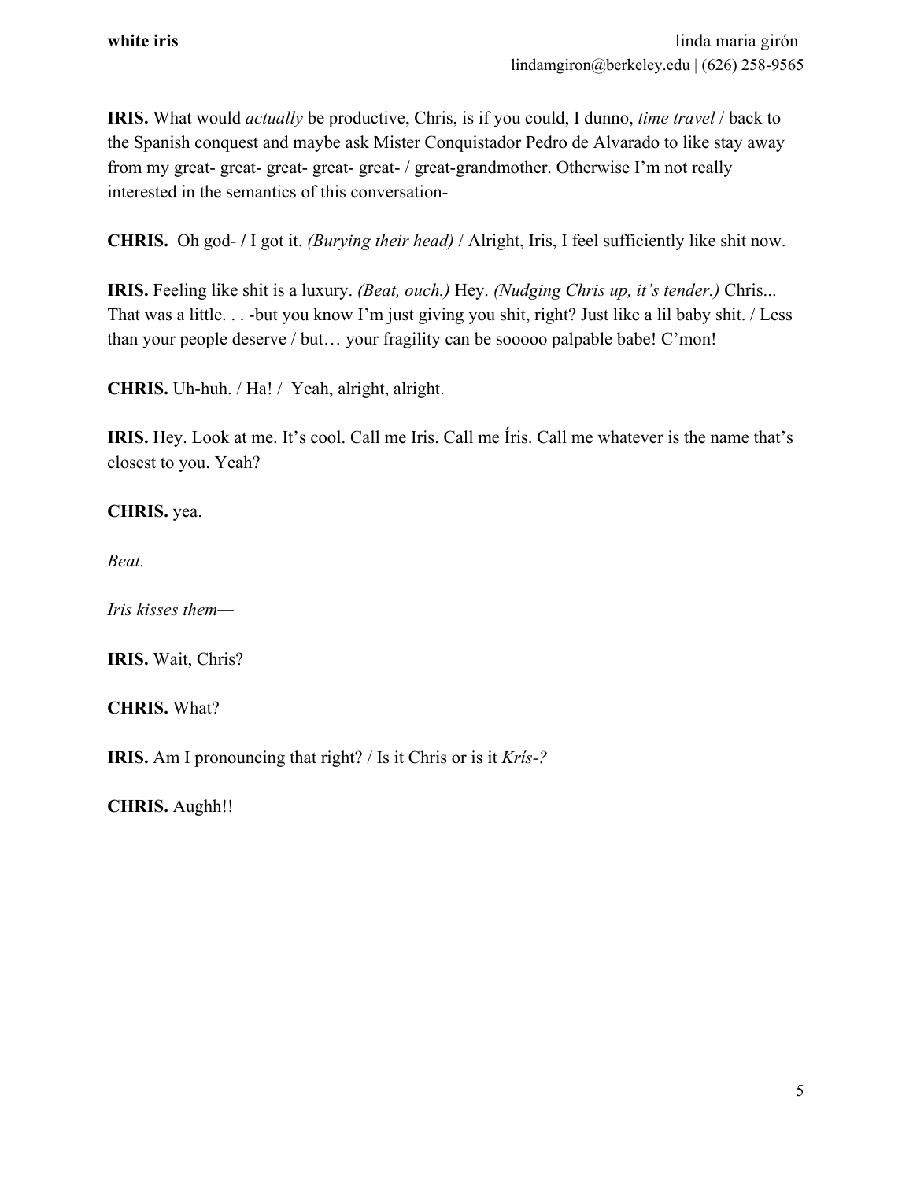**IRIS.** What would *actually* be productive, Chris, is if you could, I dunno, *time travel* / back to the Spanish conquest and maybe ask Mister Conquistador Pedro de Alvarado to like stay away from my great- great- great- great- great- / great-grandmother. Otherwise I'm not really interested in the semantics of this conversation-

**CHRIS.** Oh god- / I got it. *(Burying their head)* / Alright, Iris, I feel sufficiently like shit now.

**IRIS.** Feeling like shit is a luxury. *(Beat, ouch.)* Hey. *(Nudging Chris up, it's tender.)* Chris... That was a little. . . -but you know I'm just giving you shit, right? Just like a lil baby shit. / Less than your people deserve / but… your fragility can be sooooo palpable babe! C'mon!

**CHRIS.** Uh-huh. / Ha! / Yeah, alright, alright.

**IRIS.** Hey. Look at me. It's cool. Call me Iris. Call me Íris. Call me whatever is the name that's closest to you. Yeah?

**CHRIS.** yea.

*Beat.*

*Iris kisses them—*

**IRIS.** Wait, Chris?

**CHRIS.** What?

**IRIS.** Am I pronouncing that right? / Is it Chris or is it *Krís-?*

**CHRIS.** Aughh!!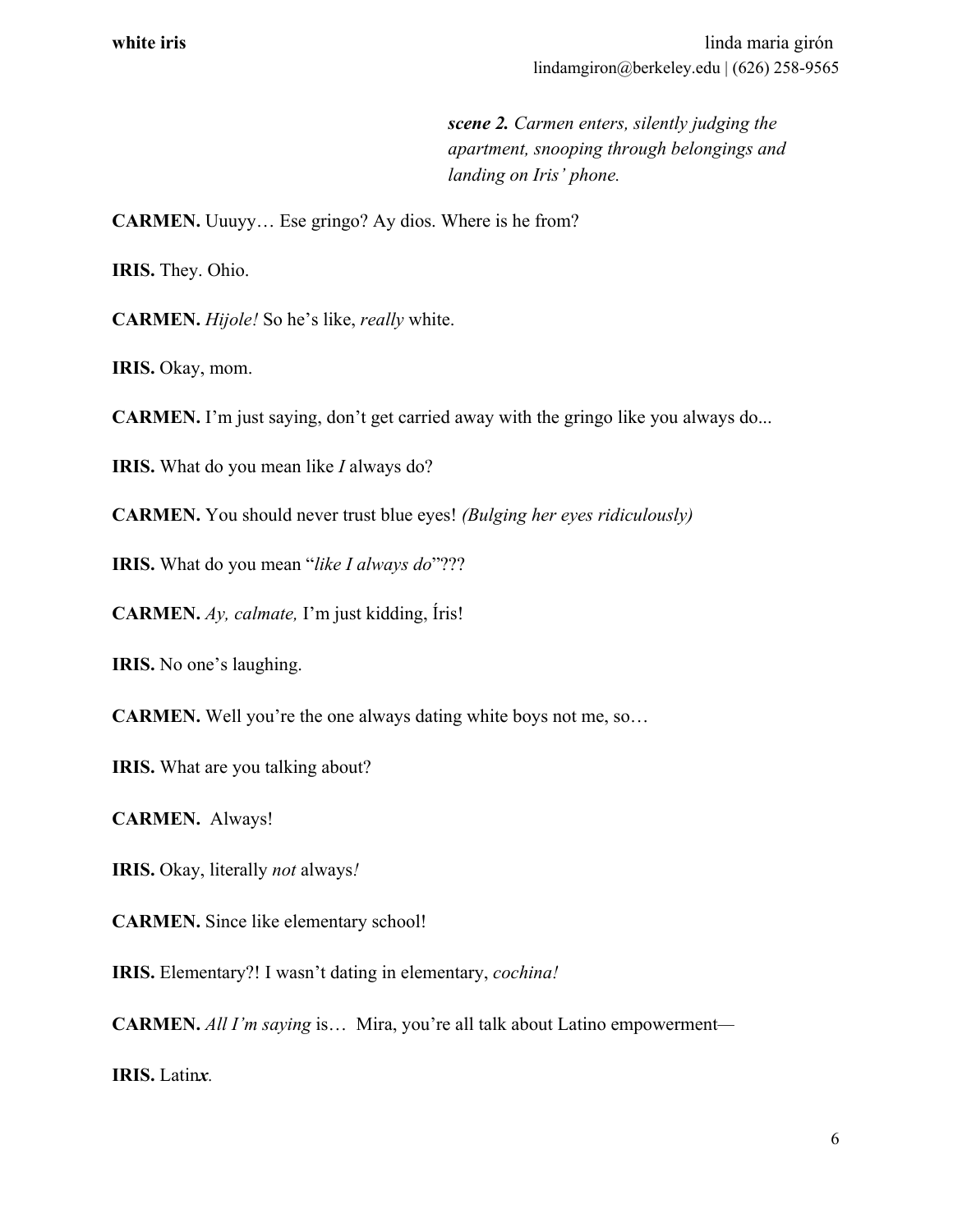***scene 2.*** *Carmen enters, silently judging the apartment, snooping through belongings and landing on Iris' phone.*

**CARMEN.** Uuuyy… Ese gringo? Ay dios. Where is he from?

**IRIS.** They. Ohio.

**CARMEN.** *Hijole!* So he's like, *really* white.

**IRIS.** Okay, mom.

**CARMEN.** I'm just saying, don't get carried away with the gringo like you always do...

**IRIS.** What do you mean like *I* always do?

**CARMEN.** You should never trust blue eyes! *(Bulging her eyes ridiculously)*

**IRIS.** What do you mean "*like I always do*"???

**CARMEN.** *Ay, calmate,* I'm just kidding, Íris!

**IRIS.** No one's laughing.

**CARMEN.** Well you're the one always dating white boys not me, so…

**IRIS.** What are you talking about?

**CARMEN.** Always!

**IRIS.** Okay, literally *not* always*!*

**CARMEN.** Since like elementary school!

**IRIS.** Elementary?! I wasn't dating in elementary, *cochina!*

**CARMEN.** *All I'm saying* is… Mira, you're all talk about Latino empowerment—

**IRIS.** Latin***x***.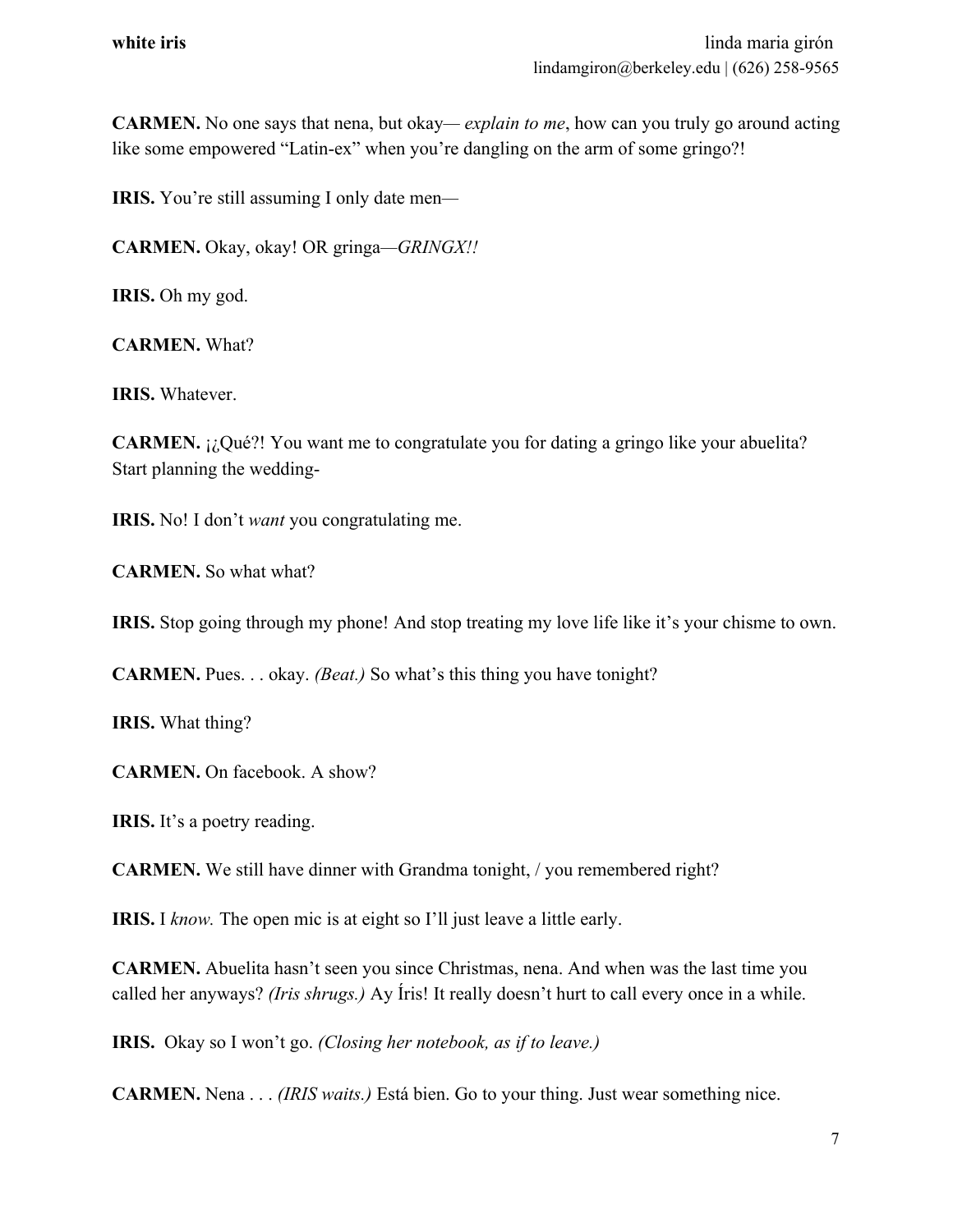**CARMEN.** No one says that nena, but okay— *explain to me*, how can you truly go around acting like some empowered "Latin-ex" when you're dangling on the arm of some gringo?!

**IRIS.** You're still assuming I only date men—

**CARMEN.** Okay, okay! OR gringa—*GRINGX!!*

**IRIS.** Oh my god.

**CARMEN.** What?

**IRIS.** Whatever.

**CARMEN.** ¡¿Qué?! You want me to congratulate you for dating a gringo like your abuelita? Start planning the wedding-

**IRIS.** No! I don't *want* you congratulating me.

**CARMEN.** So what what?

**IRIS.** Stop going through my phone! And stop treating my love life like it's your chisme to own.

**CARMEN.** Pues. . . okay. *(Beat.)* So what's this thing you have tonight?

**IRIS.** What thing?

**CARMEN.** On facebook. A show?

**IRIS.** It's a poetry reading.

**CARMEN.** We still have dinner with Grandma tonight, / you remembered right?

**IRIS.** I *know.* The open mic is at eight so I'll just leave a little early.

**CARMEN.** Abuelita hasn't seen you since Christmas, nena. And when was the last time you called her anyways? *(Iris shrugs.)* Ay Íris! It really doesn't hurt to call every once in a while.

**IRIS.** Okay so I won't go. *(Closing her notebook, as if to leave.)*

**CARMEN.** Nena . . . *(IRIS waits.)* Está bien. Go to your thing. Just wear something nice.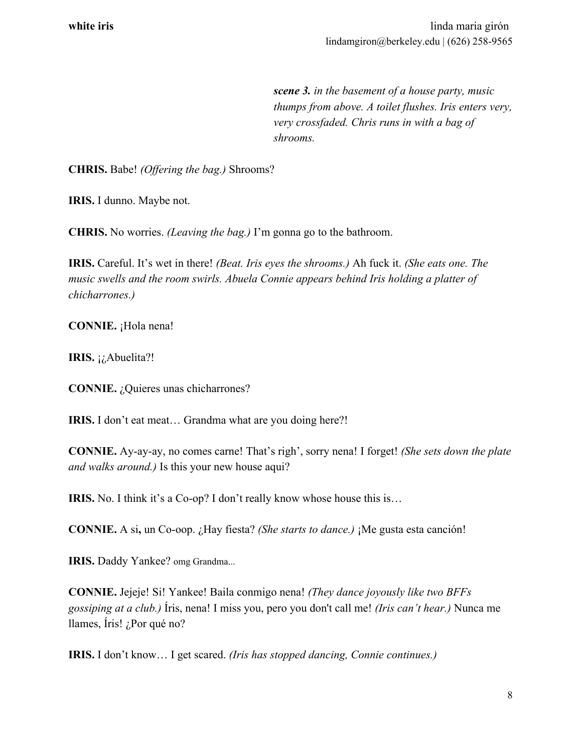***scene 3.*** *in the basement of a house party, music thumps from above. A toilet flushes. Iris enters very, very crossfaded. Chris runs in with a bag of shrooms.*

**CHRIS.** Babe! *(Offering the bag.)* Shrooms?

**IRIS.** I dunno. Maybe not.

**CHRIS.** No worries. *(Leaving the bag.)* I'm gonna go to the bathroom.

**IRIS.** Careful. It's wet in there! *(Beat. Iris eyes the shrooms.)* Ah fuck it. *(She eats one. The music swells and the room swirls. Abuela Connie appears behind Iris holding a platter of chicharrones.)*

**CONNIE.** ¡Hola nena!

**IRIS.** ¡¿Abuelita?!

**CONNIE.** ¿Quieres unas chicharrones?

**IRIS.** I don't eat meat… Grandma what are you doing here?!

**CONNIE.** Ay-ay-ay, no comes carne! That's righ', sorry nena! I forget! *(She sets down the plate and walks around.)* Is this your new house aqui?

**IRIS.** No. I think it's a Co-op? I don't really know whose house this is…

**CONNIE.** A si**,** un Co-oop. ¿Hay fiesta? *(She starts to dance.)* ¡Me gusta esta canción!

**IRIS.** Daddy Yankee? omg Grandma...

**CONNIE.** Jejeje! Si! Yankee! Baila conmigo nena! *(They dance joyously like two BFFs gossiping at a club.)* Íris, nena! I miss you, pero you don't call me! *(Iris can't hear.)* Nunca me llames, Íris! ¿Por qué no?

**IRIS.** I don't know… I get scared. *(Iris has stopped dancing, Connie continues.)*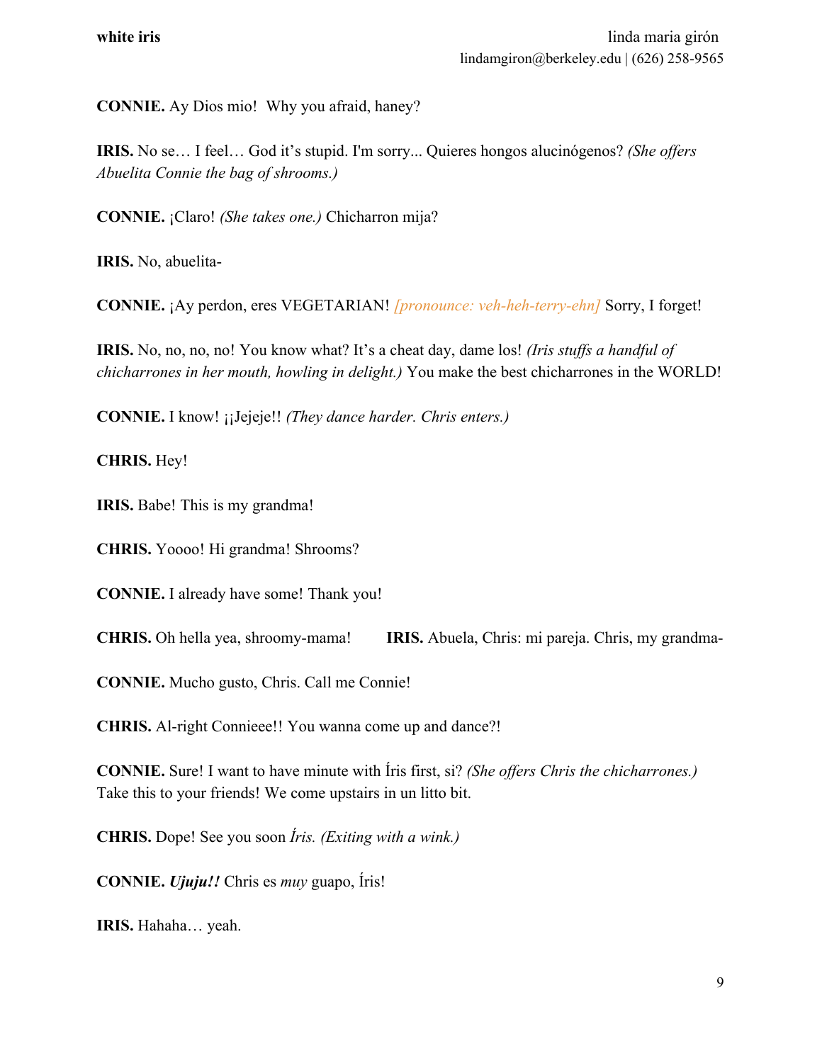**CONNIE.** Ay Dios mio!  Why you afraid, haney?

**IRIS.** No se… I feel… God it's stupid. I'm sorry... Quieres hongos alucinógenos? *(She offers Abuelita Connie the bag of shrooms.)*

**CONNIE.** ¡Claro! *(She takes one.)* Chicharron mija?

**IRIS.** No, abuelita-

**CONNIE.** ¡Ay perdon, eres VEGETARIAN! *[pronounce: veh-heh-terry-ehn]* Sorry, I forget!

**IRIS.** No, no, no, no! You know what? It's a cheat day, dame los! *(Iris stuffs a handful of chicharrones in her mouth, howling in delight.)* You make the best chicharrones in the WORLD!

**CONNIE.** I know! ¡¡Jejeje!! *(They dance harder. Chris enters.)*

**CHRIS.** Hey!

**IRIS.** Babe! This is my grandma!

**CHRIS.** Yoooo! Hi grandma! Shrooms?

**CONNIE.** I already have some! Thank you!

**CHRIS.** Oh hella yea, shroomy-mama!

**IRIS.** Abuela, Chris: mi pareja. Chris, my grandma-

**CONNIE.** Mucho gusto, Chris. Call me Connie!

**CHRIS.** Al-right Connieee!! You wanna come up and dance?!

**CONNIE.** Sure! I want to have minute with Íris first, si? *(She offers Chris the chicharrones.)* Take this to your friends! We come upstairs in un litto bit.

**CHRIS.** Dope! See you soon *Íris. (Exiting with a wink.)*

**CONNIE.** ***Ujuju!!*** Chris es *muy* guapo, Íris!

**IRIS.** Hahaha… yeah.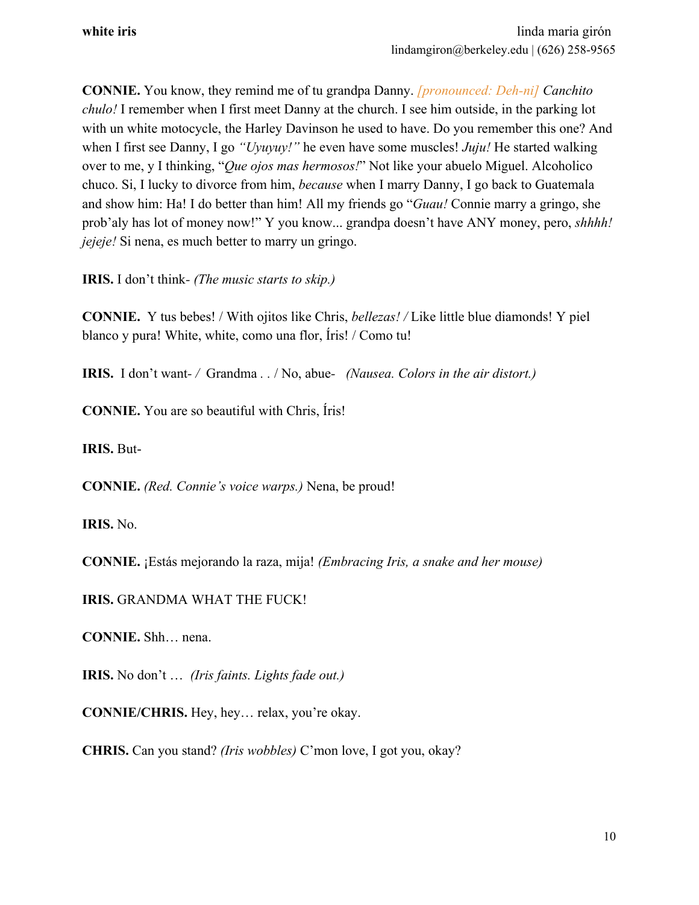**CONNIE.** You know, they remind me of tu grandpa Danny. *[pronounced: Deh-ni]* *Canchito chulo!* I remember when I first meet Danny at the church. I see him outside, in the parking lot with un white motocycle, the Harley Davinson he used to have. Do you remember this one? And when I first see Danny, I go *"Uyuyuy!"* he even have some muscles! *Juju!* He started walking over to me, y I thinking, "*Que ojos mas hermosos!*" Not like your abuelo Miguel. Alcoholico chuco. Si, I lucky to divorce from him, *because* when I marry Danny, I go back to Guatemala and show him: Ha! I do better than him! All my friends go "*Guau!* Connie marry a gringo, she prob'aly has lot of money now!" Y you know... grandpa doesn't have ANY money, pero, *shhhh! jejeje!* Si nena, es much better to marry un gringo.

**IRIS.** I don't think- *(The music starts to skip.)*

**CONNIE.** Y tus bebes! / With ojitos like Chris, *bellezas! /* Like little blue diamonds! Y piel blanco y pura! White, white, como una flor, Íris! / Como tu!

**IRIS.** I don't want- / Grandma . . / No, abue- *(Nausea. Colors in the air distort.)*

**CONNIE.** You are so beautiful with Chris, Íris!

**IRIS.** But-

**CONNIE.** *(Red. Connie's voice warps.)* Nena, be proud!

**IRIS.** No.

**CONNIE.** ¡Estás mejorando la raza, mija! *(Embracing Iris, a snake and her mouse)*

**IRIS.** GRANDMA WHAT THE FUCK!

**CONNIE.** Shh… nena.

**IRIS.** No don't … *(Iris faints. Lights fade out.)*

**CONNIE/CHRIS.** Hey, hey… relax, you're okay.

**CHRIS.** Can you stand? *(Iris wobbles)* C'mon love, I got you, okay?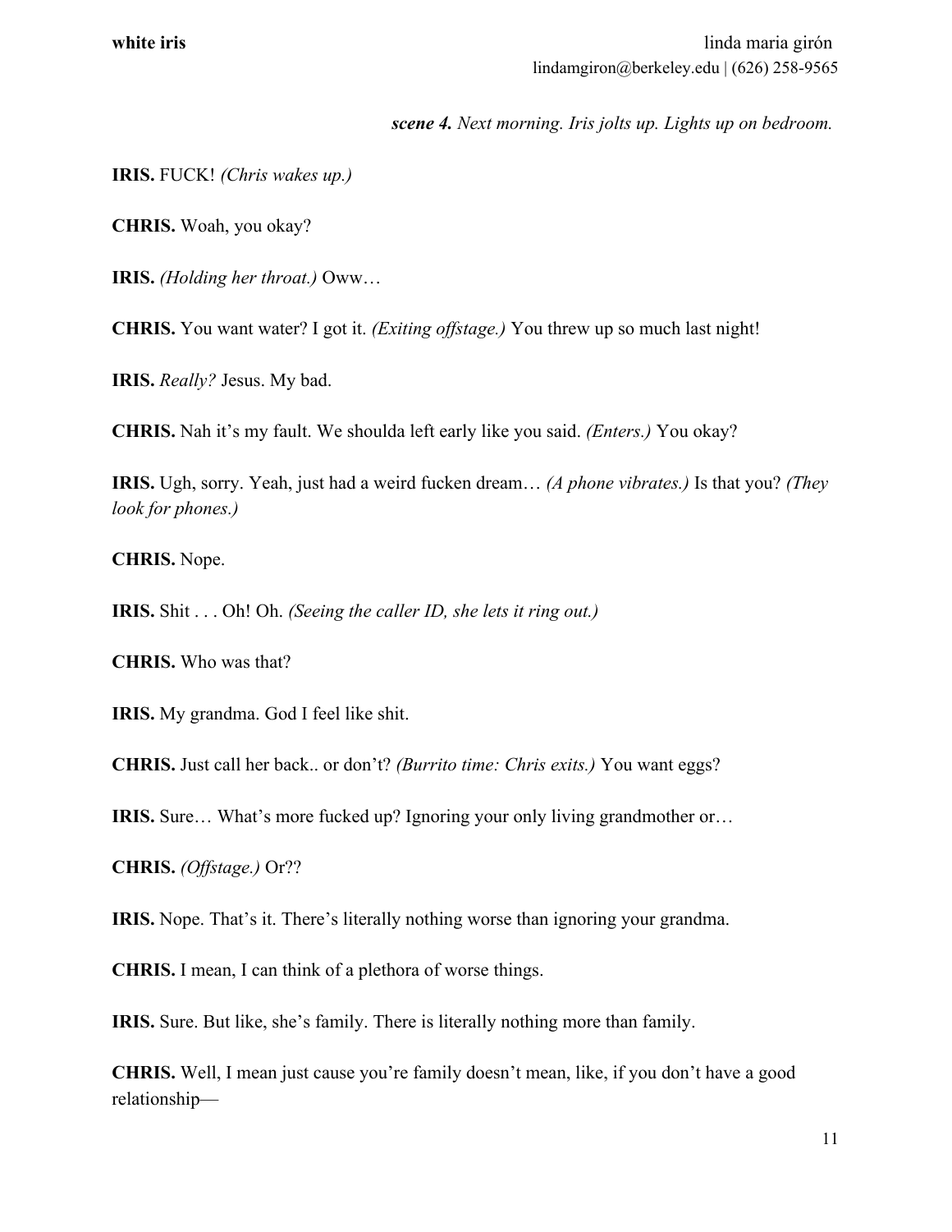***scene 4.** Next morning. Iris jolts up. Lights up on bedroom.*

**IRIS.** FUCK! *(Chris wakes up.)*

**CHRIS.** Woah, you okay?

**IRIS.** *(Holding her throat.)* Oww…

**CHRIS.** You want water? I got it. *(Exiting offstage.)* You threw up so much last night!

**IRIS.** *Really?* Jesus. My bad.

**CHRIS.** Nah it's my fault. We shoulda left early like you said. *(Enters.)* You okay?

**IRIS.** Ugh, sorry. Yeah, just had a weird fucken dream… *(A phone vibrates.)* Is that you? *(They look for phones.)*

**CHRIS.** Nope.

**IRIS.** Shit . . . Oh! Oh. *(Seeing the caller ID, she lets it ring out.)*

**CHRIS.** Who was that?

**IRIS.** My grandma. God I feel like shit.

**CHRIS.** Just call her back.. or don't? *(Burrito time: Chris exits.)* You want eggs?

**IRIS.** Sure… What's more fucked up? Ignoring your only living grandmother or…

**CHRIS.** *(Offstage.)* Or??

**IRIS.** Nope. That's it. There's literally nothing worse than ignoring your grandma.

**CHRIS.** I mean, I can think of a plethora of worse things.

**IRIS.** Sure. But like, she's family. There is literally nothing more than family.

**CHRIS.** Well, I mean just cause you're family doesn't mean, like, if you don't have a good relationship—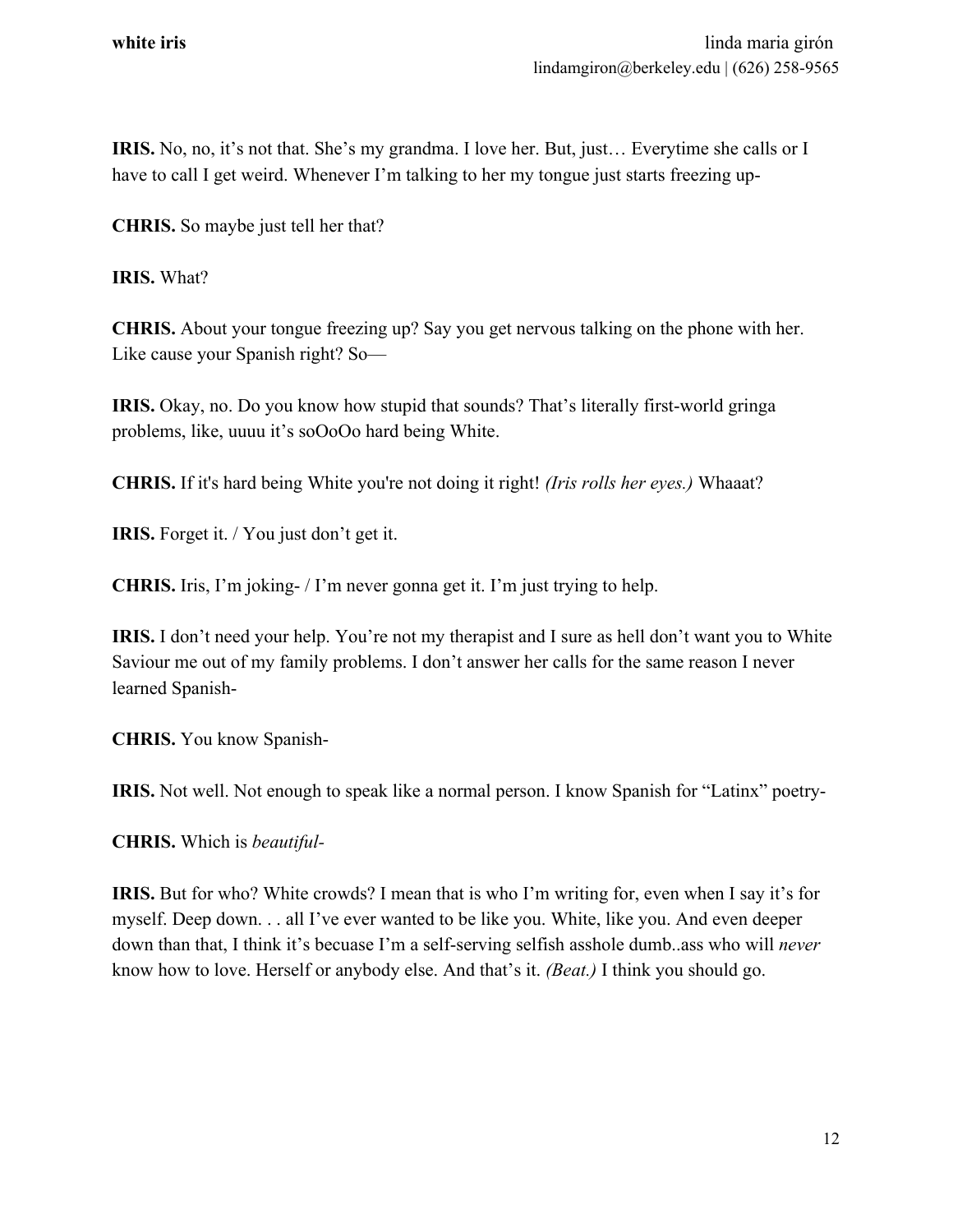**IRIS.** No, no, it's not that. She's my grandma. I love her. But, just… Everytime she calls or I have to call I get weird. Whenever I'm talking to her my tongue just starts freezing up-

**CHRIS.** So maybe just tell her that?

**IRIS.** What?

**CHRIS.** About your tongue freezing up? Say you get nervous talking on the phone with her. Like cause your Spanish right? So—

**IRIS.** Okay, no. Do you know how stupid that sounds? That's literally first-world gringa problems, like, uuuu it's soOoOo hard being White.

**CHRIS.** If it's hard being White you're not doing it right! *(Iris rolls her eyes.)* Whaaat?

**IRIS.** Forget it. / You just don't get it.

**CHRIS.** Iris, I'm joking- / I'm never gonna get it. I'm just trying to help.

**IRIS.** I don't need your help. You're not my therapist and I sure as hell don't want you to White Saviour me out of my family problems. I don't answer her calls for the same reason I never learned Spanish-

**CHRIS.** You know Spanish-

**IRIS.** Not well. Not enough to speak like a normal person. I know Spanish for "Latinx" poetry-

**CHRIS.** Which is *beautiful-*

**IRIS.** But for who? White crowds? I mean that is who I'm writing for, even when I say it's for myself. Deep down. . . all I've ever wanted to be like you. White, like you. And even deeper down than that, I think it's becuase I'm a self-serving selfish asshole dumb..ass who will *never* know how to love. Herself or anybody else. And that's it. *(Beat.)* I think you should go.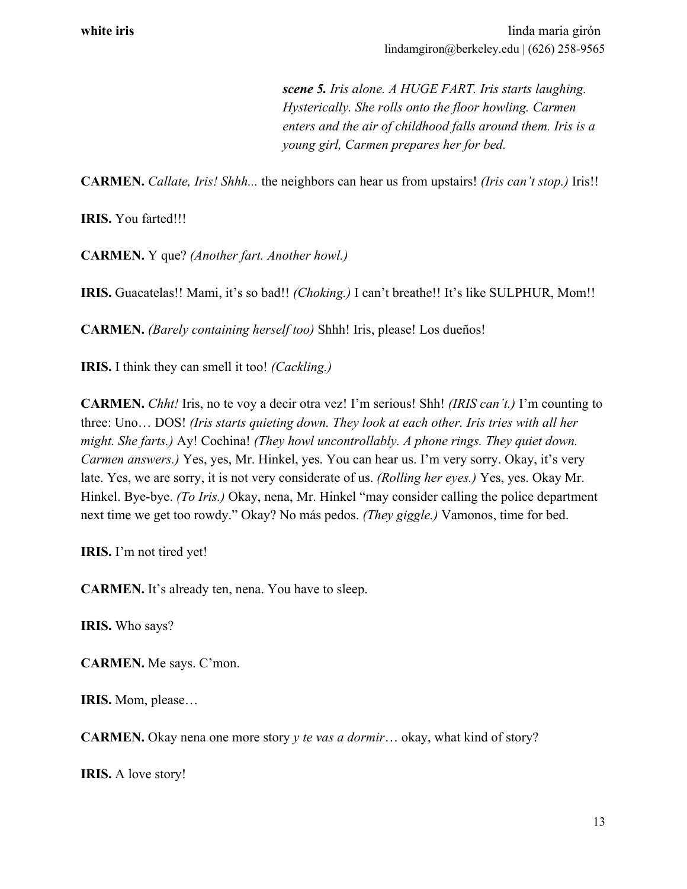***scene 5.*** *Iris alone. A HUGE FART. Iris starts laughing. Hysterically. She rolls onto the floor howling. Carmen enters and the air of childhood falls around them. Iris is a young girl, Carmen prepares her for bed.*

**CARMEN.** *Callate, Iris! Shhh...* the neighbors can hear us from upstairs! *(Iris can't stop.)* Iris!!

**IRIS.** You farted!!!

**CARMEN.** Y que? *(Another fart. Another howl.)*

**IRIS.** Guacatelas!! Mami, it's so bad!! *(Choking.)* I can't breathe!! It's like SULPHUR, Mom!!

**CARMEN.** *(Barely containing herself too)* Shhh! Iris, please! Los dueños!

**IRIS.** I think they can smell it too! *(Cackling.)*

**CARMEN.** *Chht!* Iris, no te voy a decir otra vez! I'm serious! Shh! *(IRIS can't.)* I'm counting to three: Uno… DOS! *(Iris starts quieting down. They look at each other. Iris tries with all her might. She farts.)* Ay! Cochina! *(They howl uncontrollably. A phone rings. They quiet down. Carmen answers.)* Yes, yes, Mr. Hinkel, yes. You can hear us. I'm very sorry. Okay, it's very late. Yes, we are sorry, it is not very considerate of us. *(Rolling her eyes.)* Yes, yes. Okay Mr. Hinkel. Bye-bye. *(To Iris.)* Okay, nena, Mr. Hinkel "may consider calling the police department next time we get too rowdy." Okay? No más pedos. *(They giggle.)* Vamonos, time for bed.

**IRIS.** I'm not tired yet!

**CARMEN.** It's already ten, nena. You have to sleep.

**IRIS.** Who says?

**CARMEN.** Me says. C'mon.

**IRIS.** Mom, please…

**CARMEN.** Okay nena one more story *y te vas a dormir*… okay, what kind of story?

**IRIS.** A love story!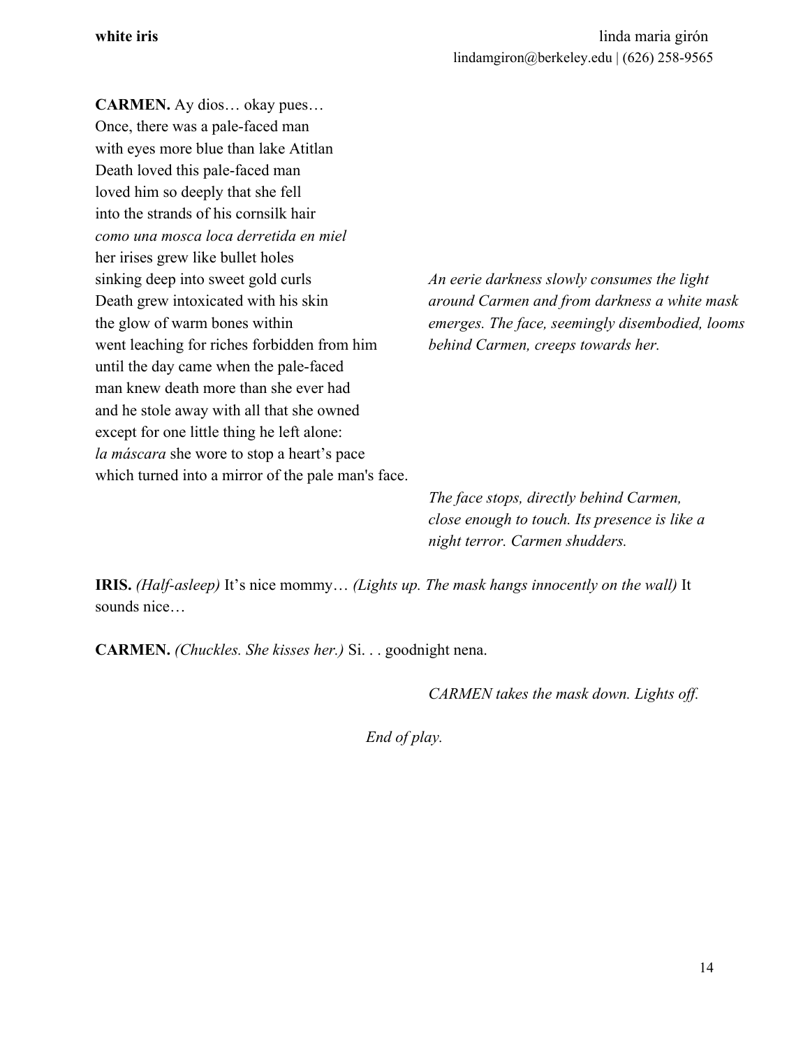**CARMEN.** Ay dios… okay pues…
Once, there was a pale-faced man
with eyes more blue than lake Atitlan
Death loved this pale-faced man
loved him so deeply that she fell
into the strands of his cornsilk hair
*como una mosca loca derretida en miel*
her irises grew like bullet holes
sinking deep into sweet gold curls
Death grew intoxicated with his skin
the glow of warm bones within
went leaching for riches forbidden from him
until the day came when the pale-faced
man knew death more than she ever had
and he stole away with all that she owned
except for one little thing he left alone:
*la máscara* she wore to stop a heart's pace
which turned into a mirror of the pale man's face.

*An eerie darkness slowly consumes the light around Carmen and from darkness a white mask emerges. The face, seemingly disembodied, looms behind Carmen, creeps towards her.*

*The face stops, directly behind Carmen, close enough to touch. Its presence is like a night terror. Carmen shudders.*

**IRIS.** *(Half-asleep)* It's nice mommy… *(Lights up. The mask hangs innocently on the wall)* It sounds nice…

**CARMEN.** *(Chuckles. She kisses her.)* Si. . . goodnight nena.

*CARMEN takes the mask down. Lights off.*

*End of play.*